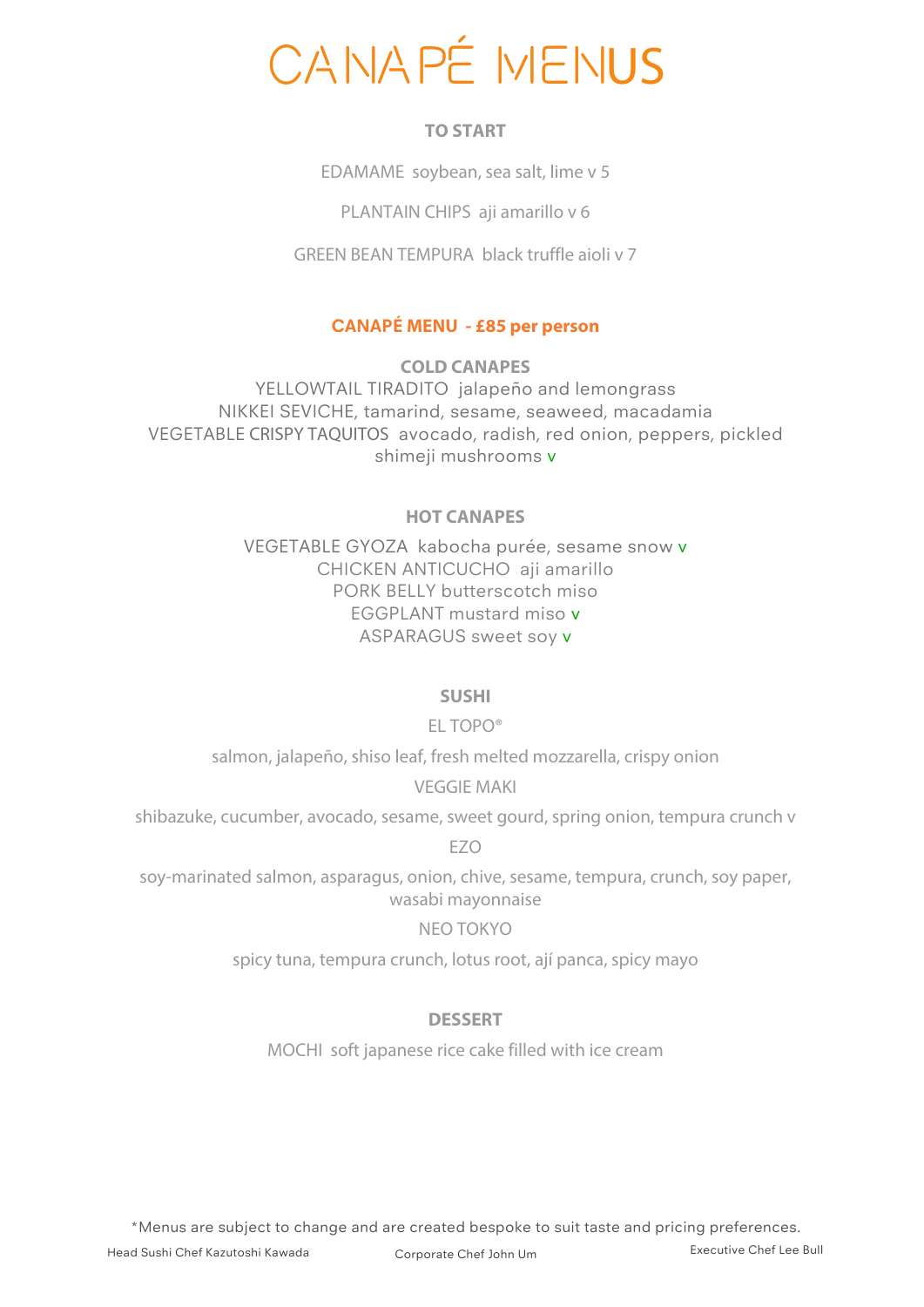# CANAPÉ MENUS

## TO START

EDAMAME soybean, sea salt, lime v 5

PLANTAIN CHIPS aji amarillo v 6

GREEN BEAN TEMPURA black truffle aioli v 7

## CANAPÉ MENU - £85 per person

### COLD CANAPES

YELLOWTAIL TIRADITO jalapeño and lemongrass
NIKKEI SEVICHE, tamarind, sesame, seaweed, macadamia
VEGETABLE CRISPY TAQUITOS avocado, radish, red onion, peppers, pickled shimeji mushrooms v

### HOT CANAPES

VEGETABLE GYOZA kabocha purée, sesame snow v
CHICKEN ANTICUCHO aji amarillo
PORK BELLY butterscotch miso
EGGPLANT mustard miso v
ASPARAGUS sweet soy v

### SUSHI

EL TOPO®

salmon, jalapeño, shiso leaf, fresh melted mozzarella, crispy onion

VEGGIE MAKI

shibazuke, cucumber, avocado, sesame, sweet gourd, spring onion, tempura crunch v

EZO

soy-marinated salmon, asparagus, onion, chive, sesame, tempura, crunch, soy paper, wasabi mayonnaise

NEO TOKYO

spicy tuna, tempura crunch, lotus root, ají panca, spicy mayo

### DESSERT

MOCHI soft japanese rice cake filled with ice cream

*Menus are subject to change and are created bespoke to suit taste and pricing preferences.

Head Sushi Chef Kazutoshi Kawada | Corporate Chef John Um | Executive Chef Lee Bull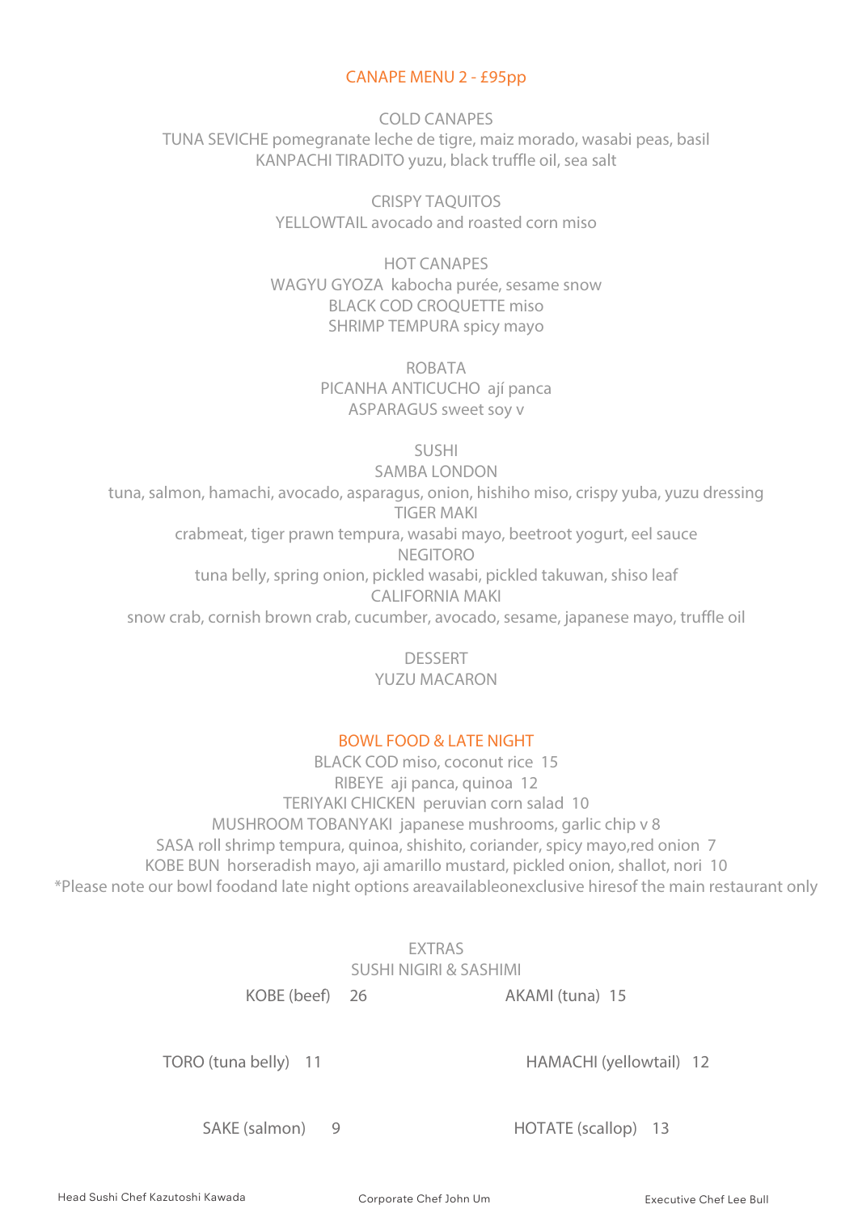## CANAPE MENU 2 - £95pp

### COLD CANAPES

TUNA SEVICHE pomegranate leche de tigre, maiz morado, wasabi peas, basil
KANPACHI TIRADITO yuzu, black truffle oil, sea salt

### CRISPY TAQUITOS

YELLOWTAIL avocado and roasted corn miso

### HOT CANAPES

WAGYU GYOZA kabocha purée, sesame snow
BLACK COD CROQUETTE miso
SHRIMP TEMPURA spicy mayo

### ROBATA

PICANHA ANTICUCHO ají panca
ASPARAGUS sweet soy v

### SUSHI

SAMBA LONDON
tuna, salmon, hamachi, avocado, asparagus, onion, hishiho miso, crispy yuba, yuzu dressing
TIGER MAKI
crabmeat, tiger prawn tempura, wasabi mayo, beetroot yogurt, eel sauce
NEGITORO
tuna belly, spring onion, pickled wasabi, pickled takuwan, shiso leaf
CALIFORNIA MAKI
snow crab, cornish brown crab, cucumber, avocado, sesame, japanese mayo, truffle oil

### DESSERT

YUZU MACARON

## BOWL FOOD & LATE NIGHT

BLACK COD miso, coconut rice 15
RIBEYE aji panca, quinoa 12
TERIYAKI CHICKEN peruvian corn salad 10
MUSHROOM TOBANYAKI japanese mushrooms, garlic chip v 8
SASA roll shrimp tempura, quinoa, shishito, coriander, spicy mayo,red onion 7
KOBE BUN horseradish mayo, aji amarillo mustard, pickled onion, shallot, nori 10

*Please note our bowl foodand late night options areavailableonexclusive hiresof the main restaurant only

### EXTRAS

SUSHI NIGIRI & SASHIMI

| | |
|---|---|
| KOBE (beef) 26 | AKAMI (tuna) 15 |
| TORO (tuna belly) 11 | HAMACHI (yellowtail) 12 |
| SAKE (salmon) 9 | HOTATE (scallop) 13 |

Head Sushi Chef Kazutoshi Kawada Corporate Chef John Um Executive Chef Lee Bull